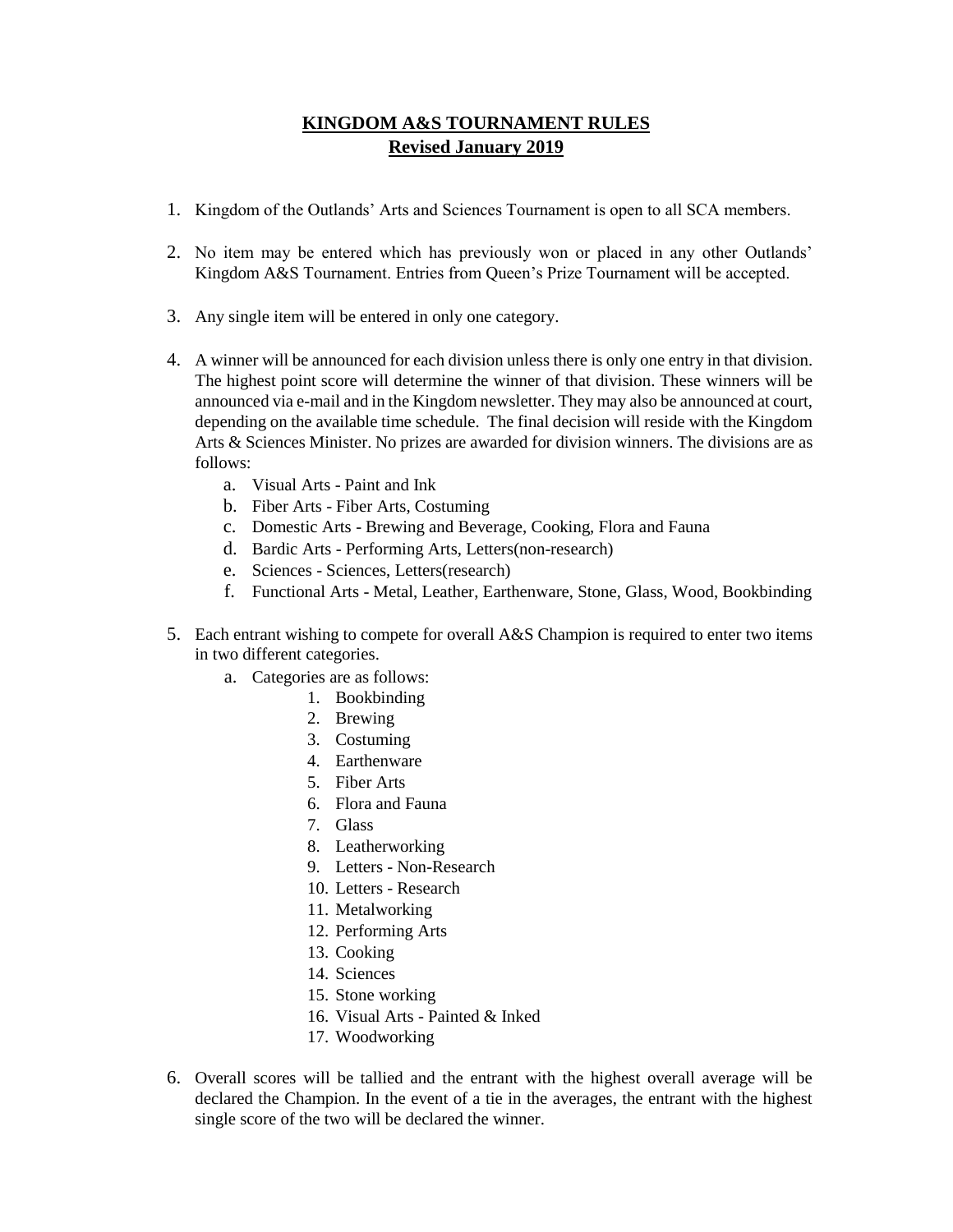# KINGDOM A&S TOURNAMENT RULES
## Revised January 2019

1. Kingdom of the Outlands' Arts and Sciences Tournament is open to all SCA members.

2. No item may be entered which has previously won or placed in any other Outlands' Kingdom A&S Tournament. Entries from Queen's Prize Tournament will be accepted.

3. Any single item will be entered in only one category.

4. A winner will be announced for each division unless there is only one entry in that division. The highest point score will determine the winner of that division. These winners will be announced via e-mail and in the Kingdom newsletter. They may also be announced at court, depending on the available time schedule. The final decision will reside with the Kingdom Arts & Sciences Minister. No prizes are awarded for division winners. The divisions are as follows:
   a. Visual Arts - Paint and Ink
   b. Fiber Arts - Fiber Arts, Costuming
   c. Domestic Arts - Brewing and Beverage, Cooking, Flora and Fauna
   d. Bardic Arts - Performing Arts, Letters(non-research)
   e. Sciences - Sciences, Letters(research)
   f. Functional Arts - Metal, Leather, Earthenware, Stone, Glass, Wood, Bookbinding

5. Each entrant wishing to compete for overall A&S Champion is required to enter two items in two different categories.
   a. Categories are as follows:
      1. Bookbinding
      2. Brewing
      3. Costuming
      4. Earthenware
      5. Fiber Arts
      6. Flora and Fauna
      7. Glass
      8. Leatherworking
      9. Letters - Non-Research
      10. Letters - Research
      11. Metalworking
      12. Performing Arts
      13. Cooking
      14. Sciences
      15. Stone working
      16. Visual Arts - Painted & Inked
      17. Woodworking

6. Overall scores will be tallied and the entrant with the highest overall average will be declared the Champion. In the event of a tie in the averages, the entrant with the highest single score of the two will be declared the winner.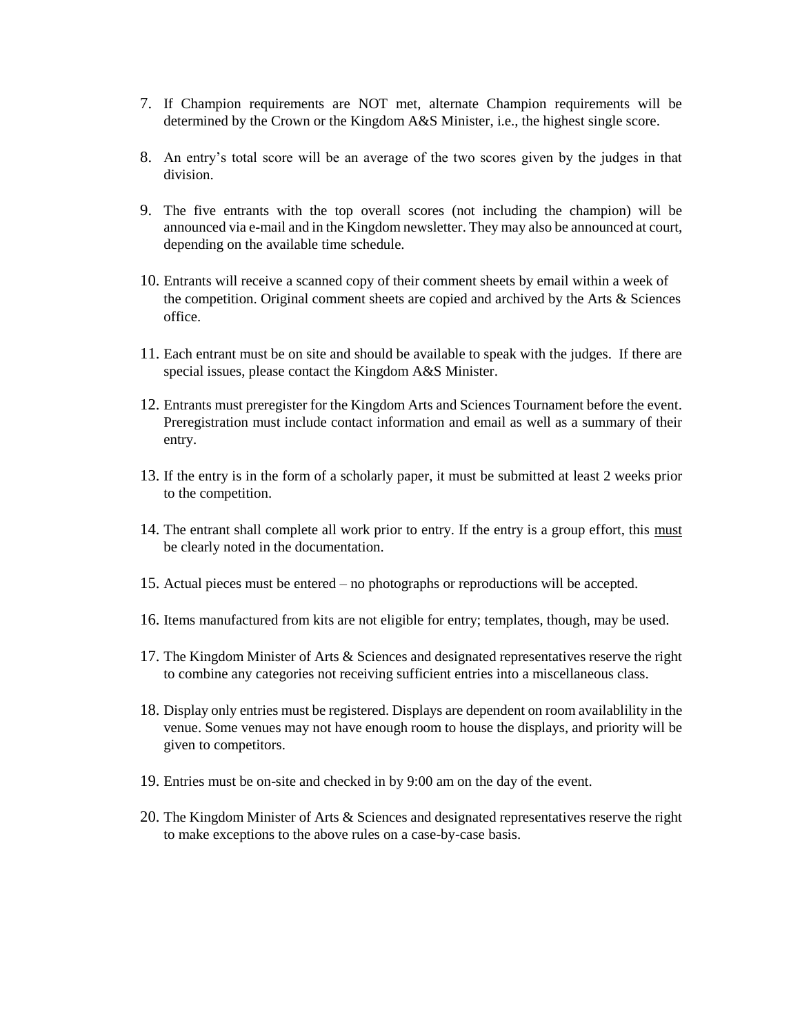7. If Champion requirements are NOT met, alternate Champion requirements will be determined by the Crown or the Kingdom A&S Minister, i.e., the highest single score.

8. An entry's total score will be an average of the two scores given by the judges in that division.

9. The five entrants with the top overall scores (not including the champion) will be announced via e-mail and in the Kingdom newsletter. They may also be announced at court, depending on the available time schedule.

10. Entrants will receive a scanned copy of their comment sheets by email within a week of the competition. Original comment sheets are copied and archived by the Arts & Sciences office.

11. Each entrant must be on site and should be available to speak with the judges. If there are special issues, please contact the Kingdom A&S Minister.

12. Entrants must preregister for the Kingdom Arts and Sciences Tournament before the event. Preregistration must include contact information and email as well as a summary of their entry.

13. If the entry is in the form of a scholarly paper, it must be submitted at least 2 weeks prior to the competition.

14. The entrant shall complete all work prior to entry. If the entry is a group effort, this <u>must</u> be clearly noted in the documentation.

15. Actual pieces must be entered – no photographs or reproductions will be accepted.

16. Items manufactured from kits are not eligible for entry; templates, though, may be used.

17. The Kingdom Minister of Arts & Sciences and designated representatives reserve the right to combine any categories not receiving sufficient entries into a miscellaneous class.

18. Display only entries must be registered. Displays are dependent on room availablility in the venue. Some venues may not have enough room to house the displays, and priority will be given to competitors.

19. Entries must be on-site and checked in by 9:00 am on the day of the event.

20. The Kingdom Minister of Arts & Sciences and designated representatives reserve the right to make exceptions to the above rules on a case-by-case basis.